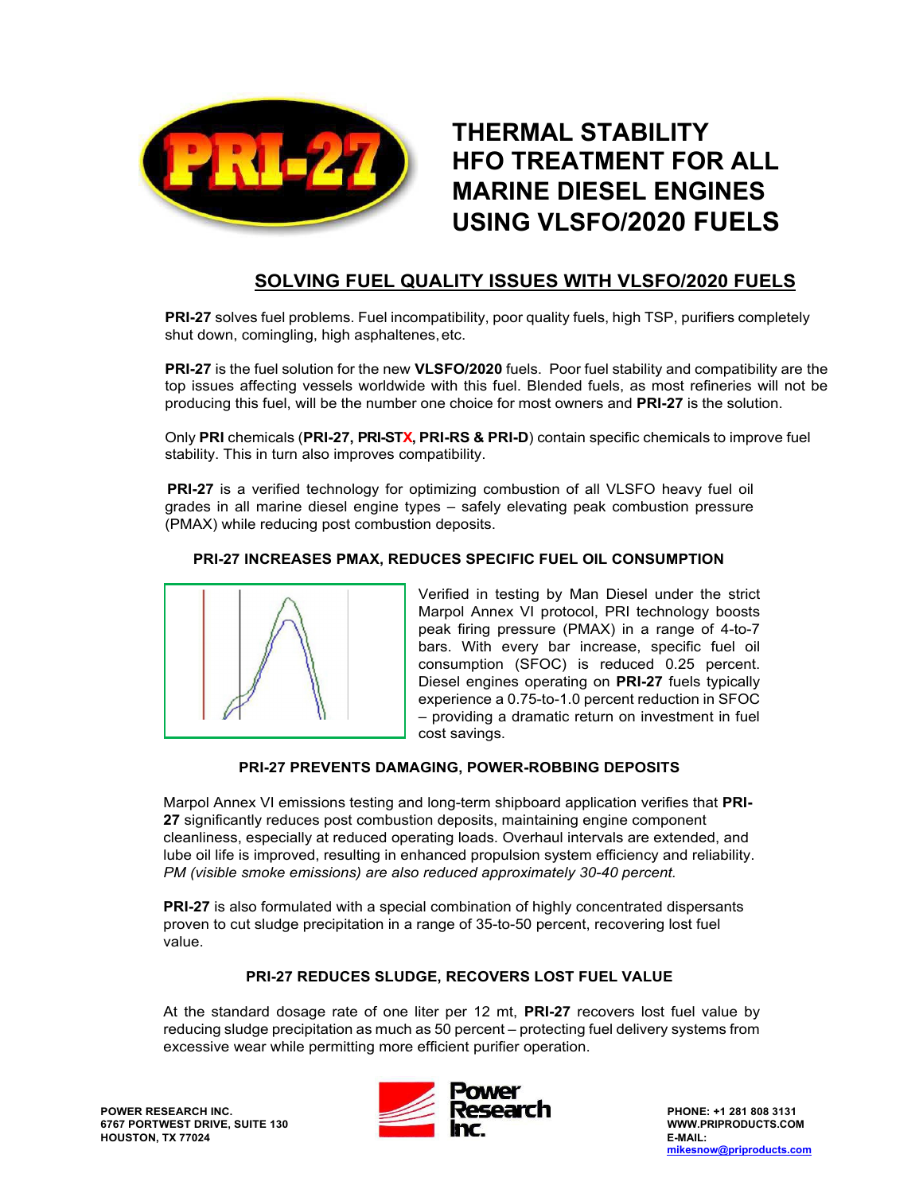# THERMAL STABILITY HFO TREATMENT FOR ALL MARINE DIESEL ENGINES USING VLSFO/2020 FUELS

## SOLVING FUEL QUALITY ISSUES WITH VLSFO/2020 FUELS

**PRI-27** solves fuel problems. Fuel incompatibility, poor quality fuels, high TSP, purifiers completely shut down, comingling, high asphaltenes, etc.

**PRI-27** is the fuel solution for the new **VLSFO/2020** fuels. Poor fuel stability and compatibility are the top issues affecting vessels worldwide with this fuel. Blended fuels, as most refineries will not be producing this fuel, will be the number one choice for most owners and **PRI-27** is the solution.

Only **PRI** chemicals (**PRI-27, PRI-STX, PRI-RS & PRI-D**) contain specific chemicals to improve fuel stability. This in turn also improves compatibility.

**PRI-27** is a verified technology for optimizing combustion of all VLSFO heavy fuel oil grades in all marine diesel engine types – safely elevating peak combustion pressure (PMAX) while reducing post combustion deposits.

### PRI-27 INCREASES PMAX, REDUCES SPECIFIC FUEL OIL CONSUMPTION

Verified in testing by Man Diesel under the strict Marpol Annex VI protocol, PRI technology boosts peak firing pressure (PMAX) in a range of 4-to-7 bars. With every bar increase, specific fuel oil consumption (SFOC) is reduced 0.25 percent. Diesel engines operating on **PRI-27** fuels typically experience a 0.75-to-1.0 percent reduction in SFOC – providing a dramatic return on investment in fuel cost savings.

### PRI-27 PREVENTS DAMAGING, POWER-ROBBING DEPOSITS

Marpol Annex VI emissions testing and long-term shipboard application verifies that **PRI-27** significantly reduces post combustion deposits, maintaining engine component cleanliness, especially at reduced operating loads. Overhaul intervals are extended, and lube oil life is improved, resulting in enhanced propulsion system efficiency and reliability. *PM (visible smoke emissions) are also reduced approximately 30-40 percent.*

**PRI-27** is also formulated with a special combination of highly concentrated dispersants proven to cut sludge precipitation in a range of 35-to-50 percent, recovering lost fuel value.

### PRI-27 REDUCES SLUDGE, RECOVERS LOST FUEL VALUE

At the standard dosage rate of one liter per 12 mt, **PRI-27** recovers lost fuel value by reducing sludge precipitation as much as 50 percent – protecting fuel delivery systems from excessive wear while permitting more efficient purifier operation.

POWER RESEARCH INC.
6767 PORTWEST DRIVE, SUITE 130
HOUSTON, TX 77024

PHONE: +1 281 808 3131
WWW.PRIPRODUCTS.COM
E-MAIL: mikesnow@priproducts.com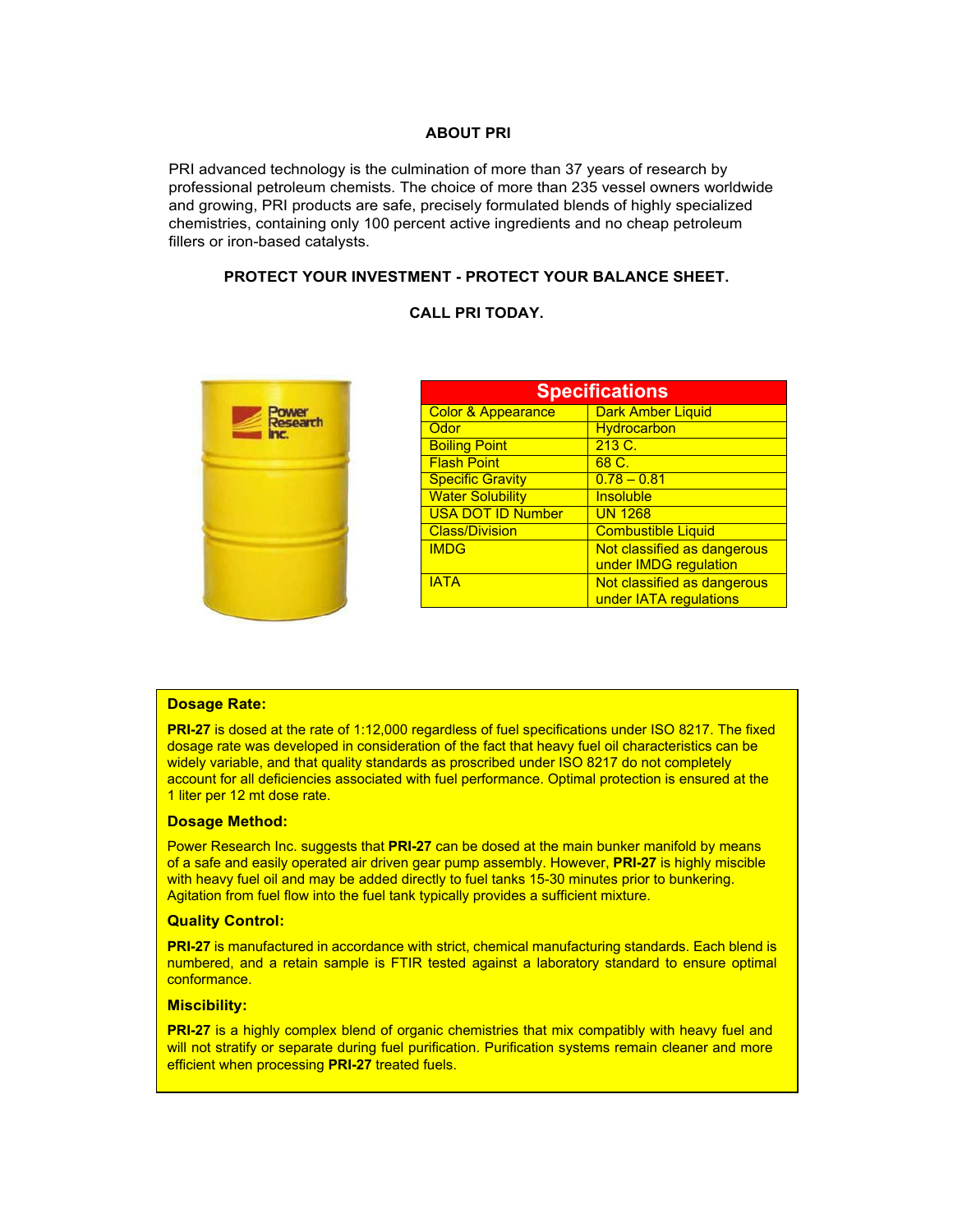## ABOUT PRI

PRI advanced technology is the culmination of more than 37 years of research by professional petroleum chemists. The choice of more than 235 vessel owners worldwide and growing, PRI products are safe, precisely formulated blends of highly specialized chemistries, containing only 100 percent active ingredients and no cheap petroleum fillers or iron-based catalysts.

**PROTECT YOUR INVESTMENT - PROTECT YOUR BALANCE SHEET.**

**CALL PRI TODAY.**

| Specifications | |
|---|---|
| Color & Appearance | Dark Amber Liquid |
| Odor | Hydrocarbon |
| Boiling Point | 213 C. |
| Flash Point | 68 C. |
| Specific Gravity | 0.78 – 0.81 |
| Water Solubility | Insoluble |
| USA DOT ID Number | UN 1268 |
| Class/Division | Combustible Liquid |
| IMDG | Not classified as dangerous under IMDG regulation |
| IATA | Not classified as dangerous under IATA regulations |

### Dosage Rate:

**PRI-27** is dosed at the rate of 1:12,000 regardless of fuel specifications under ISO 8217. The fixed dosage rate was developed in consideration of the fact that heavy fuel oil characteristics can be widely variable, and that quality standards as proscribed under ISO 8217 do not completely account for all deficiencies associated with fuel performance. Optimal protection is ensured at the 1 liter per 12 mt dose rate.

### Dosage Method:

Power Research Inc. suggests that **PRI-27** can be dosed at the main bunker manifold by means of a safe and easily operated air driven gear pump assembly. However, **PRI-27** is highly miscible with heavy fuel oil and may be added directly to fuel tanks 15-30 minutes prior to bunkering. Agitation from fuel flow into the fuel tank typically provides a sufficient mixture.

### Quality Control:

**PRI-27** is manufactured in accordance with strict, chemical manufacturing standards. Each blend is numbered, and a retain sample is FTIR tested against a laboratory standard to ensure optimal conformance.

### Miscibility:

**PRI-27** is a highly complex blend of organic chemistries that mix compatibly with heavy fuel and will not stratify or separate during fuel purification. Purification systems remain cleaner and more efficient when processing **PRI-27** treated fuels.